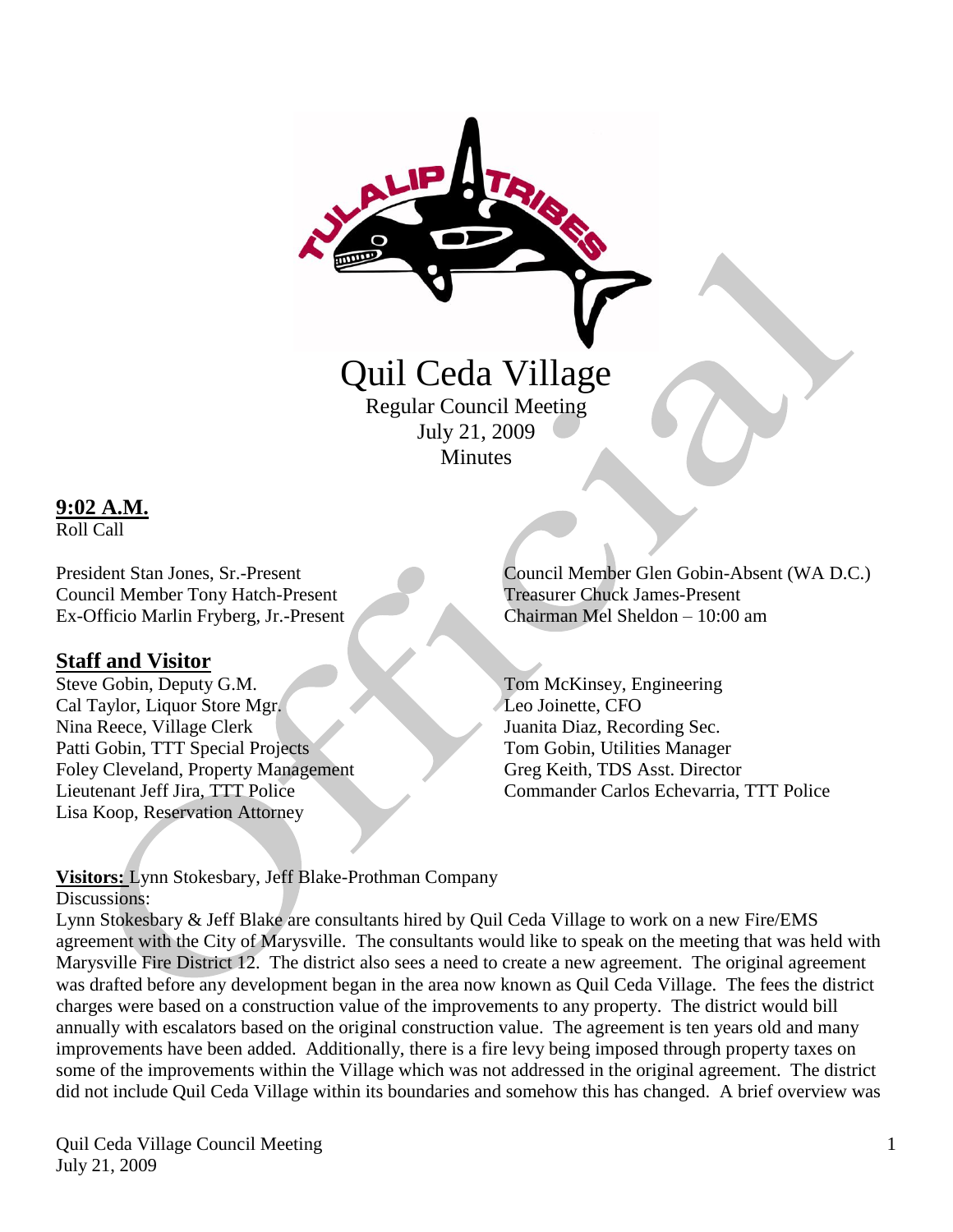# Quil Ceda Village

Regular Council Meeting
July 21, 2009
Minutes

## 9:02 A.M.

Roll Call

President Stan Jones, Sr.-Present
Council Member Tony Hatch-Present
Ex-Officio Marlin Fryberg, Jr.-Present
Council Member Glen Gobin-Absent (WA D.C.)
Treasurer Chuck James-Present
Chairman Mel Sheldon – 10:00 am

## Staff and Visitor

Steve Gobin, Deputy G.M.
Cal Taylor, Liquor Store Mgr.
Nina Reece, Village Clerk
Patti Gobin, TTT Special Projects
Foley Cleveland, Property Management
Lieutenant Jeff Jira, TTT Police
Lisa Koop, Reservation Attorney
Tom McKinsey, Engineering
Leo Joinette, CFO
Juanita Diaz, Recording Sec.
Tom Gobin, Utilities Manager
Greg Keith, TDS Asst. Director
Commander Carlos Echevarria, TTT Police

**Visitors:** Lynn Stokesbary, Jeff Blake-Prothman Company

Discussions:

Lynn Stokesbary & Jeff Blake are consultants hired by Quil Ceda Village to work on a new Fire/EMS agreement with the City of Marysville. The consultants would like to speak on the meeting that was held with Marysville Fire District 12. The district also sees a need to create a new agreement. The original agreement was drafted before any development began in the area now known as Quil Ceda Village. The fees the district charges were based on a construction value of the improvements to any property. The district would bill annually with escalators based on the original construction value. The agreement is ten years old and many improvements have been added. Additionally, there is a fire levy being imposed through property taxes on some of the improvements within the Village which was not addressed in the original agreement. The district did not include Quil Ceda Village within its boundaries and somehow this has changed. A brief overview was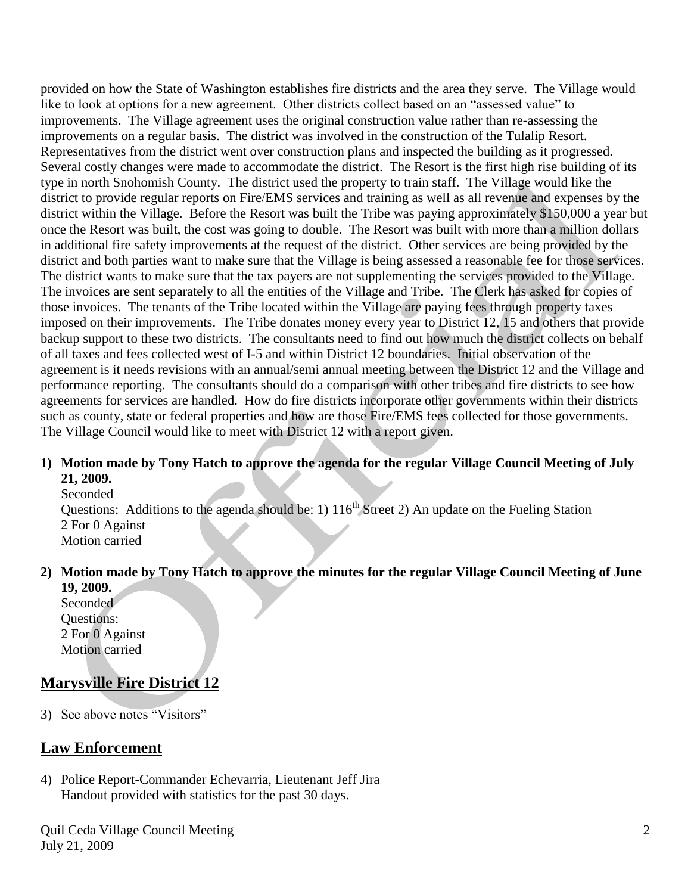provided on how the State of Washington establishes fire districts and the area they serve. The Village would like to look at options for a new agreement. Other districts collect based on an "assessed value" to improvements. The Village agreement uses the original construction value rather than re-assessing the improvements on a regular basis. The district was involved in the construction of the Tulalip Resort. Representatives from the district went over construction plans and inspected the building as it progressed. Several costly changes were made to accommodate the district. The Resort is the first high rise building of its type in north Snohomish County. The district used the property to train staff. The Village would like the district to provide regular reports on Fire/EMS services and training as well as all revenue and expenses by the district within the Village. Before the Resort was built the Tribe was paying approximately $150,000 a year but once the Resort was built, the cost was going to double. The Resort was built with more than a million dollars in additional fire safety improvements at the request of the district. Other services are being provided by the district and both parties want to make sure that the Village is being assessed a reasonable fee for those services. The district wants to make sure that the tax payers are not supplementing the services provided to the Village. The invoices are sent separately to all the entities of the Village and Tribe. The Clerk has asked for copies of those invoices. The tenants of the Tribe located within the Village are paying fees through property taxes imposed on their improvements. The Tribe donates money every year to District 12, 15 and others that provide backup support to these two districts. The consultants need to find out how much the district collects on behalf of all taxes and fees collected west of I-5 and within District 12 boundaries. Initial observation of the agreement is it needs revisions with an annual/semi annual meeting between the District 12 and the Village and performance reporting. The consultants should do a comparison with other tribes and fire districts to see how agreements for services are handled. How do fire districts incorporate other governments within their districts such as county, state or federal properties and how are those Fire/EMS fees collected for those governments. The Village Council would like to meet with District 12 with a report given.

1) **Motion made by Tony Hatch to approve the agenda for the regular Village Council Meeting of July 21, 2009.**
   Seconded
   Questions: Additions to the agenda should be: 1) 116th Street 2) An update on the Fueling Station
   2 For 0 Against
   Motion carried

2) **Motion made by Tony Hatch to approve the minutes for the regular Village Council Meeting of June 19, 2009.**
   Seconded
   Questions:
   2 For 0 Against
   Motion carried

## Marysville Fire District 12

3) See above notes "Visitors"

## Law Enforcement

4) Police Report-Commander Echevarria, Lieutenant Jeff Jira
   Handout provided with statistics for the past 30 days.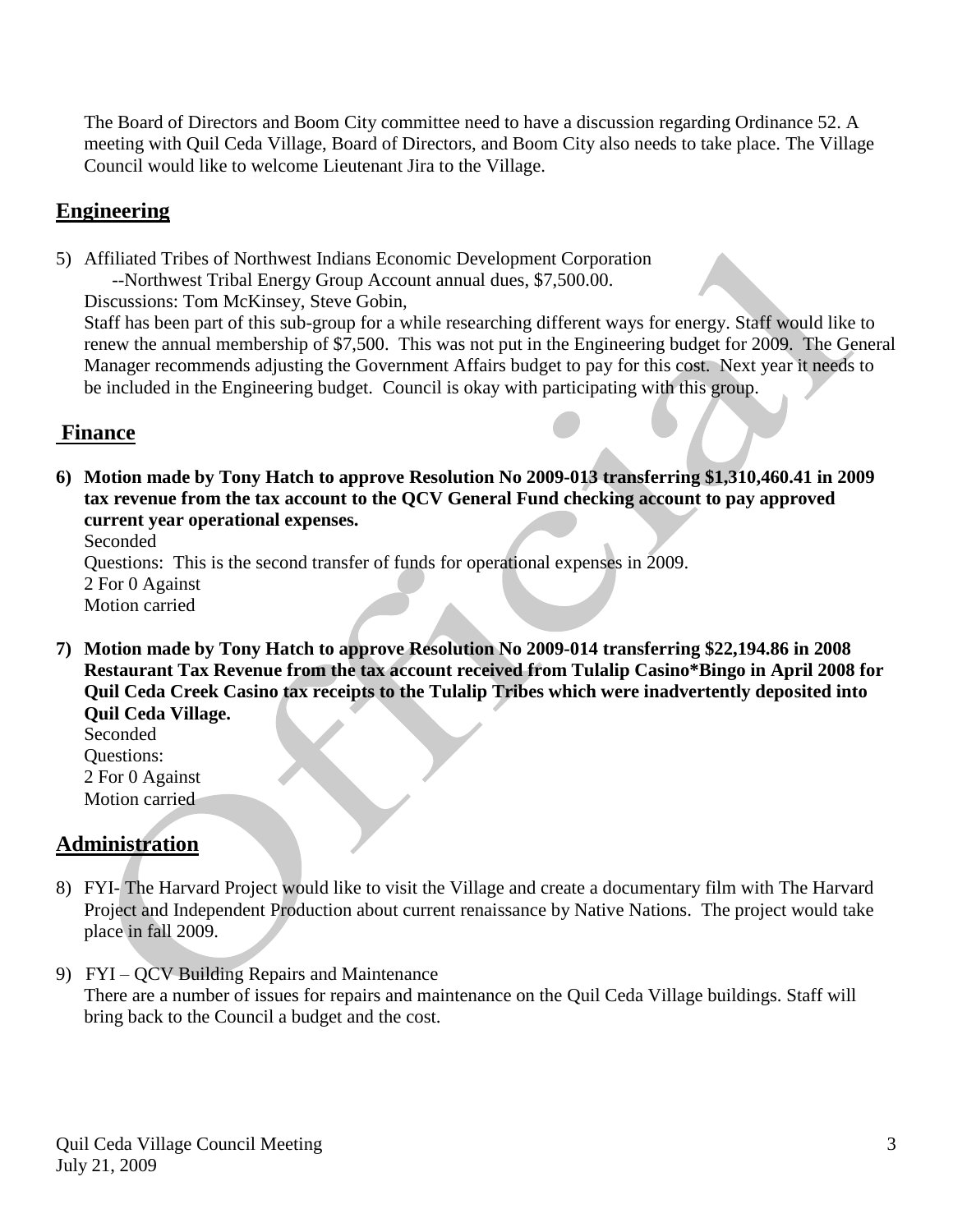The Board of Directors and Boom City committee need to have a discussion regarding Ordinance 52. A meeting with Quil Ceda Village, Board of Directors, and Boom City also needs to take place. The Village Council would like to welcome Lieutenant Jira to the Village.

## Engineering

5) Affiliated Tribes of Northwest Indians Economic Development Corporation
   --Northwest Tribal Energy Group Account annual dues, $7,500.00.
   Discussions: Tom McKinsey, Steve Gobin,
   Staff has been part of this sub-group for a while researching different ways for energy. Staff would like to renew the annual membership of $7,500. This was not put in the Engineering budget for 2009. The General Manager recommends adjusting the Government Affairs budget to pay for this cost. Next year it needs to be included in the Engineering budget. Council is okay with participating with this group.

## Finance

6) **Motion made by Tony Hatch to approve Resolution No 2009-013 transferring $1,310,460.41 in 2009 tax revenue from the tax account to the QCV General Fund checking account to pay approved current year operational expenses.**
   Seconded
   Questions: This is the second transfer of funds for operational expenses in 2009.
   2 For 0 Against
   Motion carried

7) **Motion made by Tony Hatch to approve Resolution No 2009-014 transferring $22,194.86 in 2008 Restaurant Tax Revenue from the tax account received from Tulalip Casino*Bingo in April 2008 for Quil Ceda Creek Casino tax receipts to the Tulalip Tribes which were inadvertently deposited into Quil Ceda Village.**
   Seconded
   Questions:
   2 For 0 Against
   Motion carried

## Administration

8) FYI- The Harvard Project would like to visit the Village and create a documentary film with The Harvard Project and Independent Production about current renaissance by Native Nations. The project would take place in fall 2009.

9) FYI – QCV Building Repairs and Maintenance
   There are a number of issues for repairs and maintenance on the Quil Ceda Village buildings. Staff will bring back to the Council a budget and the cost.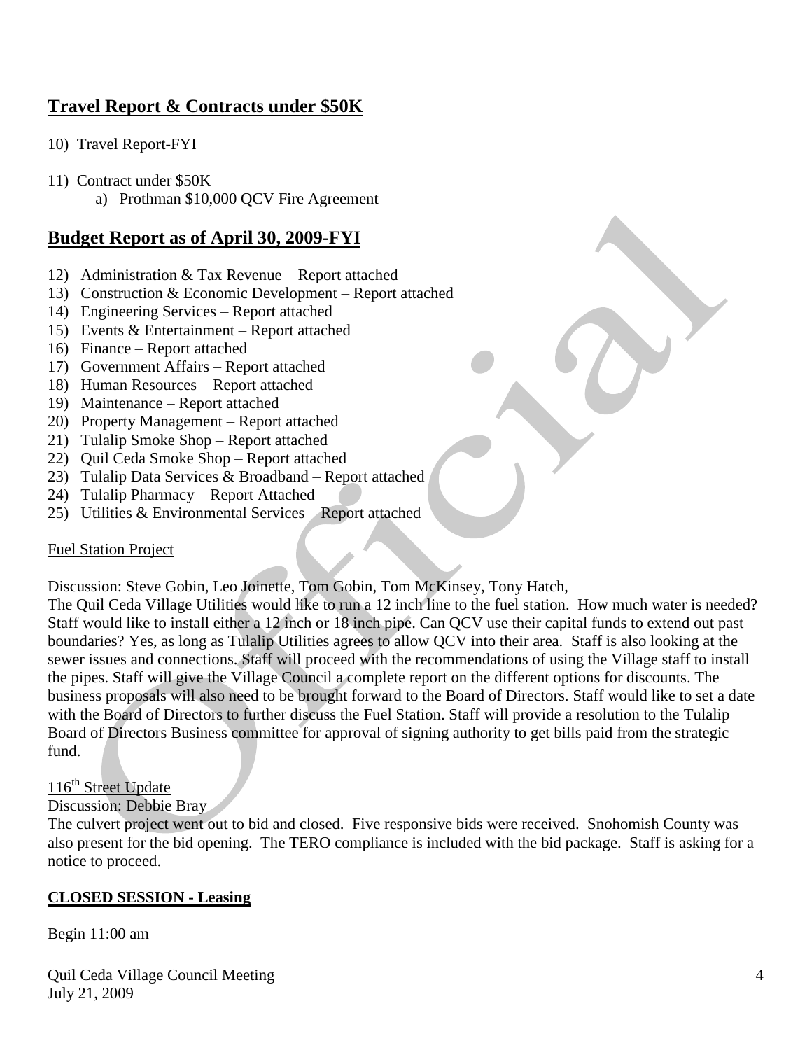## Travel Report & Contracts under $50K

10) Travel Report-FYI

11) Contract under $50K
    a) Prothman $10,000 QCV Fire Agreement

## Budget Report as of April 30, 2009-FYI

12) Administration & Tax Revenue – Report attached
13) Construction & Economic Development – Report attached
14) Engineering Services – Report attached
15) Events & Entertainment – Report attached
16) Finance – Report attached
17) Government Affairs – Report attached
18) Human Resources – Report attached
19) Maintenance – Report attached
20) Property Management – Report attached
21) Tulalip Smoke Shop – Report attached
22) Quil Ceda Smoke Shop – Report attached
23) Tulalip Data Services & Broadband – Report attached
24) Tulalip Pharmacy – Report Attached
25) Utilities & Environmental Services – Report attached

Fuel Station Project

Discussion: Steve Gobin, Leo Joinette, Tom Gobin, Tom McKinsey, Tony Hatch,
The Quil Ceda Village Utilities would like to run a 12 inch line to the fuel station. How much water is needed? Staff would like to install either a 12 inch or 18 inch pipe. Can QCV use their capital funds to extend out past boundaries? Yes, as long as Tulalip Utilities agrees to allow QCV into their area. Staff is also looking at the sewer issues and connections. Staff will proceed with the recommendations of using the Village staff to install the pipes. Staff will give the Village Council a complete report on the different options for discounts. The business proposals will also need to be brought forward to the Board of Directors. Staff would like to set a date with the Board of Directors to further discuss the Fuel Station. Staff will provide a resolution to the Tulalip Board of Directors Business committee for approval of signing authority to get bills paid from the strategic fund.

116th Street Update

Discussion: Debbie Bray
The culvert project went out to bid and closed. Five responsive bids were received. Snohomish County was also present for the bid opening. The TERO compliance is included with the bid package. Staff is asking for a notice to proceed.

**CLOSED SESSION - Leasing**

Begin 11:00 am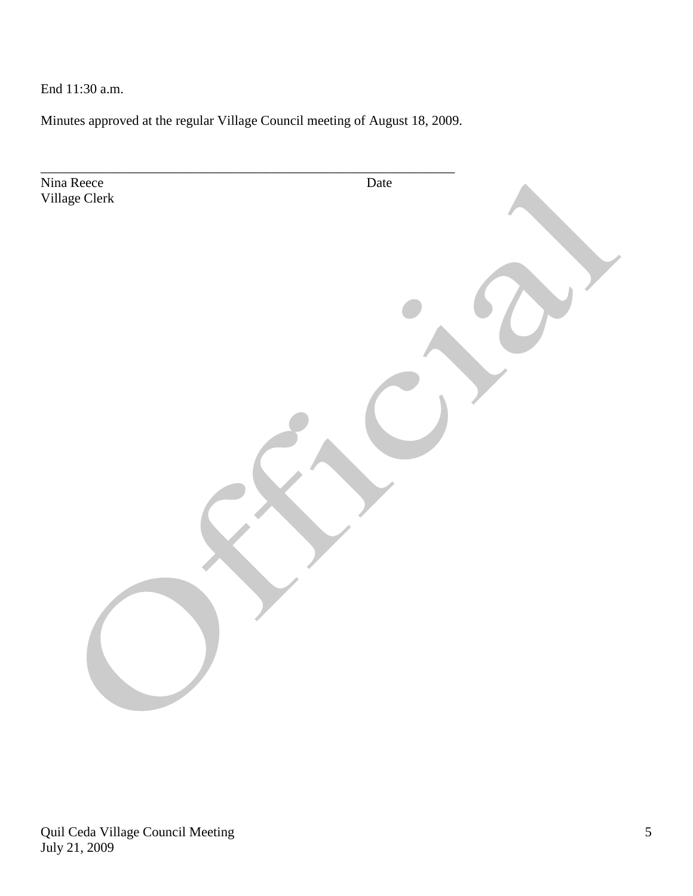End 11:30 a.m.

Minutes approved at the regular Village Council meeting of August 18, 2009.

\_\_\_\_\_\_\_\_\_\_\_\_\_\_\_\_\_\_\_\_\_\_\_\_\_\_\_\_\_\_\_\_\_\_\_\_\_\_\_\_\_\_\_\_\_\_\_\_\_\_\_\_\_\_\_\_\_\_\_\_\_\_

Nina Reece                                                                 Date
Village Clerk